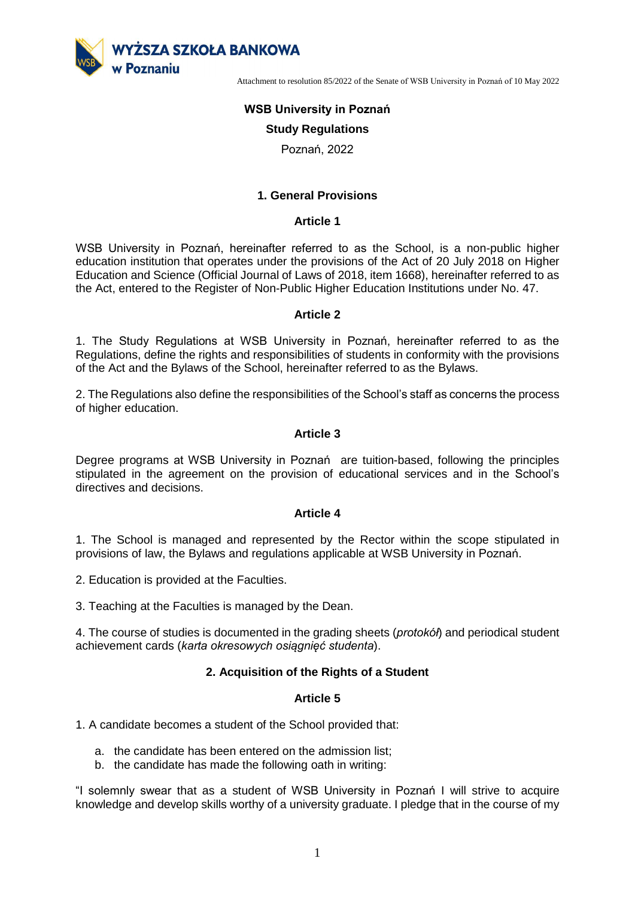WYŻSZA SZKOŁA BANKOWA w Poznaniu

Attachment to resolution 85/2022 of the Senate of WSB University in Poznań of 10 May 2022

# WSB University in Poznań

## Study Regulations

Poznań, 2022

## 1. General Provisions

### Article 1

WSB University in Poznań, hereinafter referred to as the School, is a non-public higher education institution that operates under the provisions of the Act of 20 July 2018 on Higher Education and Science (Official Journal of Laws of 2018, item 1668), hereinafter referred to as the Act, entered to the Register of Non-Public Higher Education Institutions under No. 47.

### Article 2

1. The Study Regulations at WSB University in Poznań, hereinafter referred to as the Regulations, define the rights and responsibilities of students in conformity with the provisions of the Act and the Bylaws of the School, hereinafter referred to as the Bylaws.

2. The Regulations also define the responsibilities of the School's staff as concerns the process of higher education.

### Article 3

Degree programs at WSB University in Poznań are tuition-based, following the principles stipulated in the agreement on the provision of educational services and in the School's directives and decisions.

### Article 4

1. The School is managed and represented by the Rector within the scope stipulated in provisions of law, the Bylaws and regulations applicable at WSB University in Poznań.

2. Education is provided at the Faculties.

3. Teaching at the Faculties is managed by the Dean.

4. The course of studies is documented in the grading sheets (*protokół*) and periodical student achievement cards (*karta okresowych osiągnięć studenta*).

## 2. Acquisition of the Rights of a Student

### Article 5

1. A candidate becomes a student of the School provided that:

   a. the candidate has been entered on the admission list;
   b. the candidate has made the following oath in writing:

"I solemnly swear that as a student of WSB University in Poznań I will strive to acquire knowledge and develop skills worthy of a university graduate. I pledge that in the course of my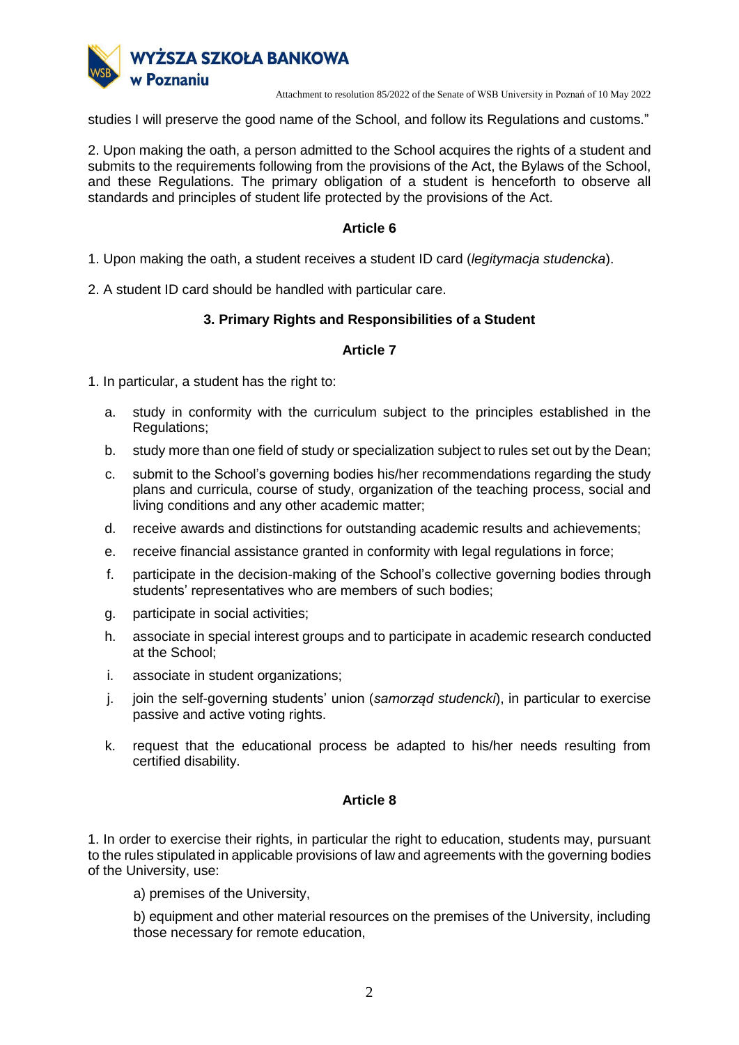studies I will preserve the good name of the School, and follow its Regulations and customs."

2. Upon making the oath, a person admitted to the School acquires the rights of a student and submits to the requirements following from the provisions of the Act, the Bylaws of the School, and these Regulations. The primary obligation of a student is henceforth to observe all standards and principles of student life protected by the provisions of the Act.

### Article 6

1. Upon making the oath, a student receives a student ID card (*legitymacja studencka*).

2. A student ID card should be handled with particular care.

## 3. Primary Rights and Responsibilities of a Student

### Article 7

1. In particular, a student has the right to:

   a. study in conformity with the curriculum subject to the principles established in the Regulations;

   b. study more than one field of study or specialization subject to rules set out by the Dean;

   c. submit to the School's governing bodies his/her recommendations regarding the study plans and curricula, course of study, organization of the teaching process, social and living conditions and any other academic matter;

   d. receive awards and distinctions for outstanding academic results and achievements;

   e. receive financial assistance granted in conformity with legal regulations in force;

   f. participate in the decision-making of the School's collective governing bodies through students' representatives who are members of such bodies;

   g. participate in social activities;

   h. associate in special interest groups and to participate in academic research conducted at the School;

   i. associate in student organizations;

   j. join the self-governing students' union (*samorząd studencki*), in particular to exercise passive and active voting rights.

   k. request that the educational process be adapted to his/her needs resulting from certified disability.

### Article 8

1. In order to exercise their rights, in particular the right to education, students may, pursuant to the rules stipulated in applicable provisions of law and agreements with the governing bodies of the University, use:

   a) premises of the University,

   b) equipment and other material resources on the premises of the University, including those necessary for remote education,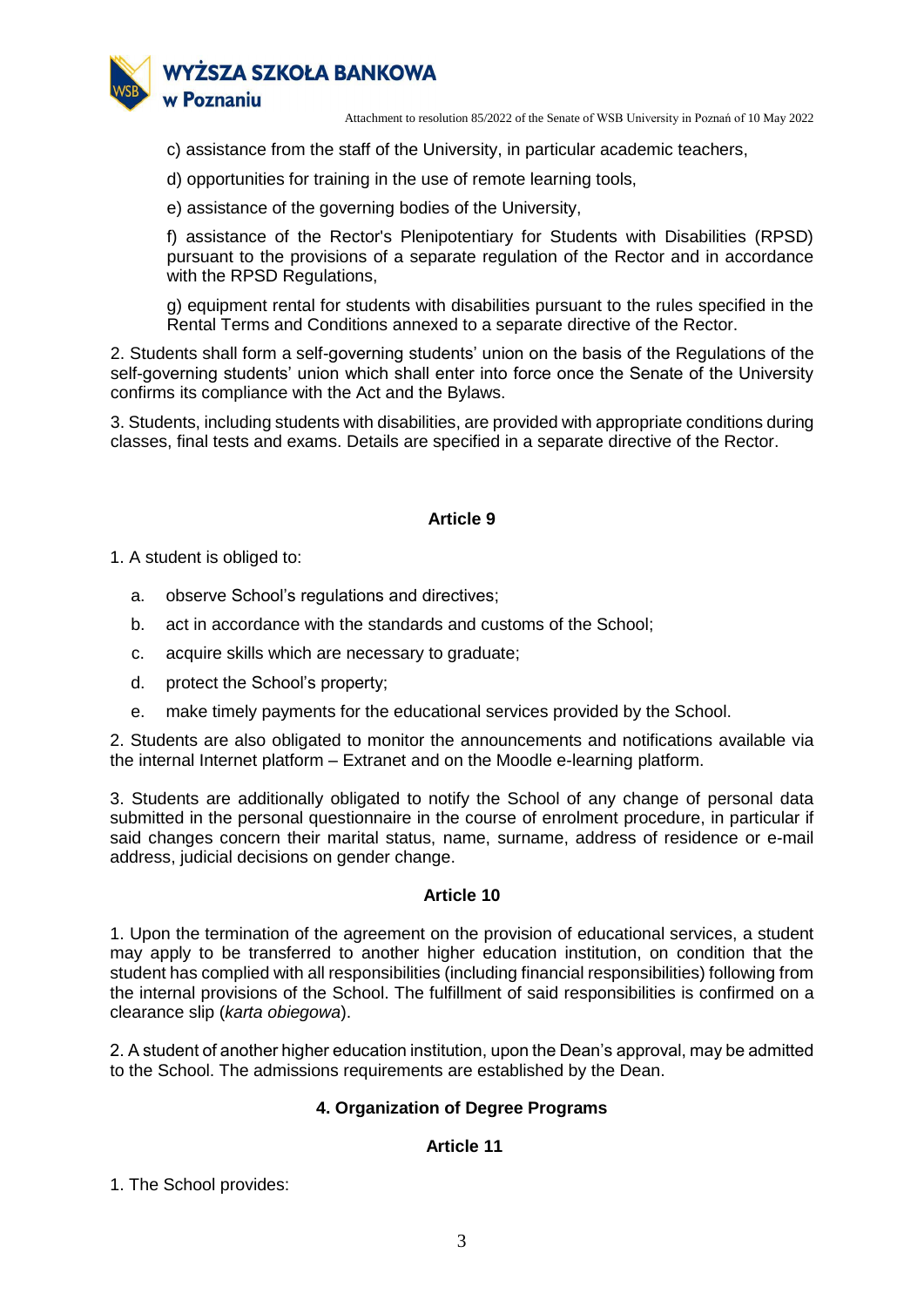c) assistance from the staff of the University, in particular academic teachers,

d) opportunities for training in the use of remote learning tools,

e) assistance of the governing bodies of the University,

f) assistance of the Rector's Plenipotentiary for Students with Disabilities (RPSD) pursuant to the provisions of a separate regulation of the Rector and in accordance with the RPSD Regulations,

g) equipment rental for students with disabilities pursuant to the rules specified in the Rental Terms and Conditions annexed to a separate directive of the Rector.

2. Students shall form a self-governing students' union on the basis of the Regulations of the self-governing students' union which shall enter into force once the Senate of the University confirms its compliance with the Act and the Bylaws.

3. Students, including students with disabilities, are provided with appropriate conditions during classes, final tests and exams. Details are specified in a separate directive of the Rector.

### Article 9

1. A student is obliged to:

   a. observe School's regulations and directives;
   b. act in accordance with the standards and customs of the School;
   c. acquire skills which are necessary to graduate;
   d. protect the School's property;
   e. make timely payments for the educational services provided by the School.

2. Students are also obligated to monitor the announcements and notifications available via the internal Internet platform – Extranet and on the Moodle e-learning platform.

3. Students are additionally obligated to notify the School of any change of personal data submitted in the personal questionnaire in the course of enrolment procedure, in particular if said changes concern their marital status, name, surname, address of residence or e-mail address, judicial decisions on gender change.

### Article 10

1. Upon the termination of the agreement on the provision of educational services, a student may apply to be transferred to another higher education institution, on condition that the student has complied with all responsibilities (including financial responsibilities) following from the internal provisions of the School. The fulfillment of said responsibilities is confirmed on a clearance slip (*karta obiegowa*).

2. A student of another higher education institution, upon the Dean's approval, may be admitted to the School. The admissions requirements are established by the Dean.

## 4. Organization of Degree Programs

### Article 11

1. The School provides: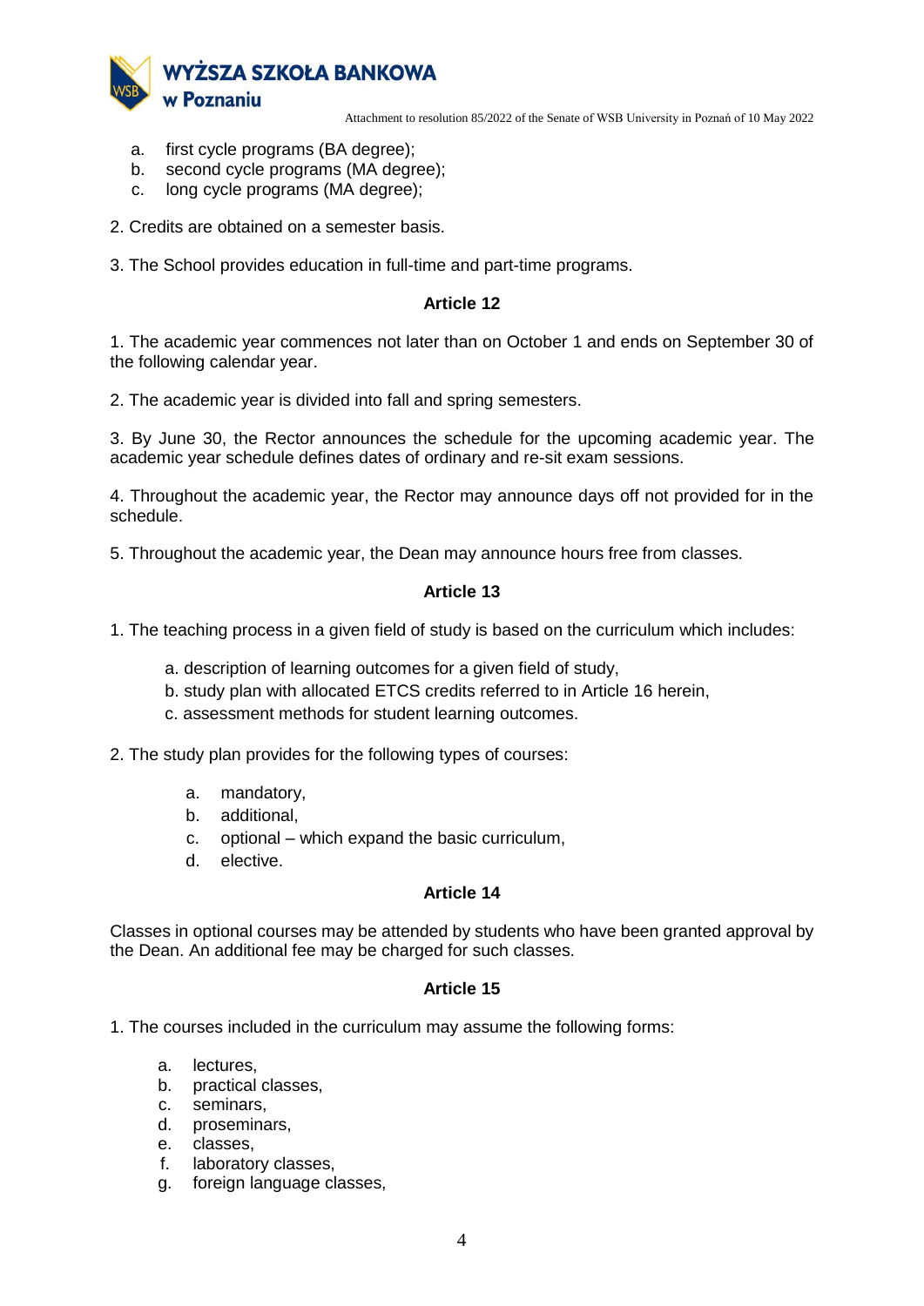a. first cycle programs (BA degree);
b. second cycle programs (MA degree);
c. long cycle programs (MA degree);

2. Credits are obtained on a semester basis.

3. The School provides education in full-time and part-time programs.

### Article 12

1. The academic year commences not later than on October 1 and ends on September 30 of the following calendar year.

2. The academic year is divided into fall and spring semesters.

3. By June 30, the Rector announces the schedule for the upcoming academic year. The academic year schedule defines dates of ordinary and re-sit exam sessions.

4. Throughout the academic year, the Rector may announce days off not provided for in the schedule.

5. Throughout the academic year, the Dean may announce hours free from classes.

### Article 13

1. The teaching process in a given field of study is based on the curriculum which includes:

   a. description of learning outcomes for a given field of study,
   b. study plan with allocated ETCS credits referred to in Article 16 herein,
   c. assessment methods for student learning outcomes.

2. The study plan provides for the following types of courses:

   a. mandatory,
   b. additional,
   c. optional – which expand the basic curriculum,
   d. elective.

### Article 14

Classes in optional courses may be attended by students who have been granted approval by the Dean. An additional fee may be charged for such classes.

### Article 15

1. The courses included in the curriculum may assume the following forms:

   a. lectures,
   b. practical classes,
   c. seminars,
   d. proseminars,
   e. classes,
   f. laboratory classes,
   g. foreign language classes,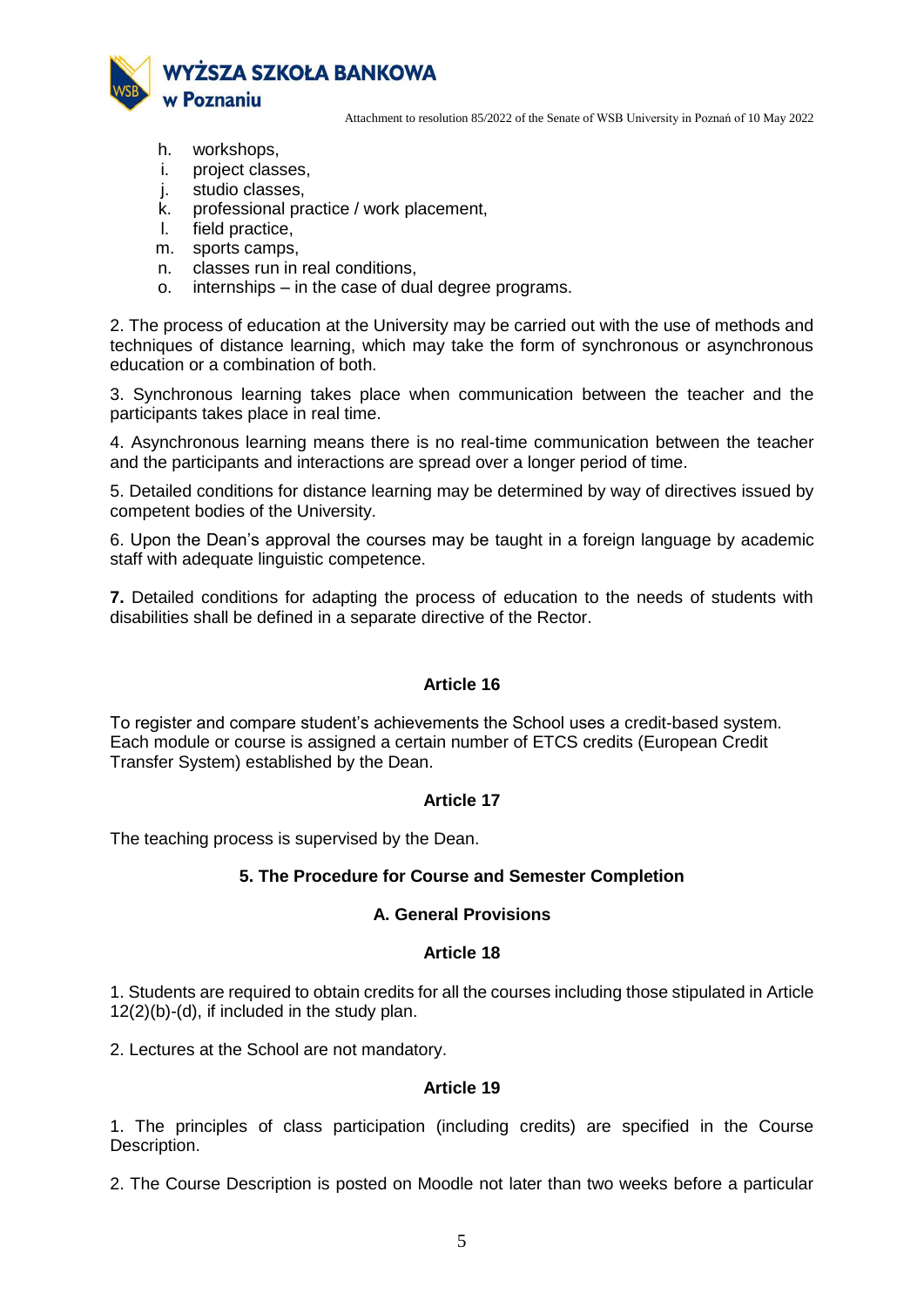h. workshops,
i. project classes,
j. studio classes,
k. professional practice / work placement,
l. field practice,
m. sports camps,
n. classes run in real conditions,
o. internships – in the case of dual degree programs.

2. The process of education at the University may be carried out with the use of methods and techniques of distance learning, which may take the form of synchronous or asynchronous education or a combination of both.

3. Synchronous learning takes place when communication between the teacher and the participants takes place in real time.

4. Asynchronous learning means there is no real-time communication between the teacher and the participants and interactions are spread over a longer period of time.

5. Detailed conditions for distance learning may be determined by way of directives issued by competent bodies of the University.

6. Upon the Dean's approval the courses may be taught in a foreign language by academic staff with adequate linguistic competence.

**7.** Detailed conditions for adapting the process of education to the needs of students with disabilities shall be defined in a separate directive of the Rector.

### Article 16

To register and compare student's achievements the School uses a credit-based system. Each module or course is assigned a certain number of ETCS credits (European Credit Transfer System) established by the Dean.

### Article 17

The teaching process is supervised by the Dean.

## 5. The Procedure for Course and Semester Completion

### A. General Provisions

### Article 18

1. Students are required to obtain credits for all the courses including those stipulated in Article 12(2)(b)-(d), if included in the study plan.

2. Lectures at the School are not mandatory.

### Article 19

1. The principles of class participation (including credits) are specified in the Course Description.

2. The Course Description is posted on Moodle not later than two weeks before a particular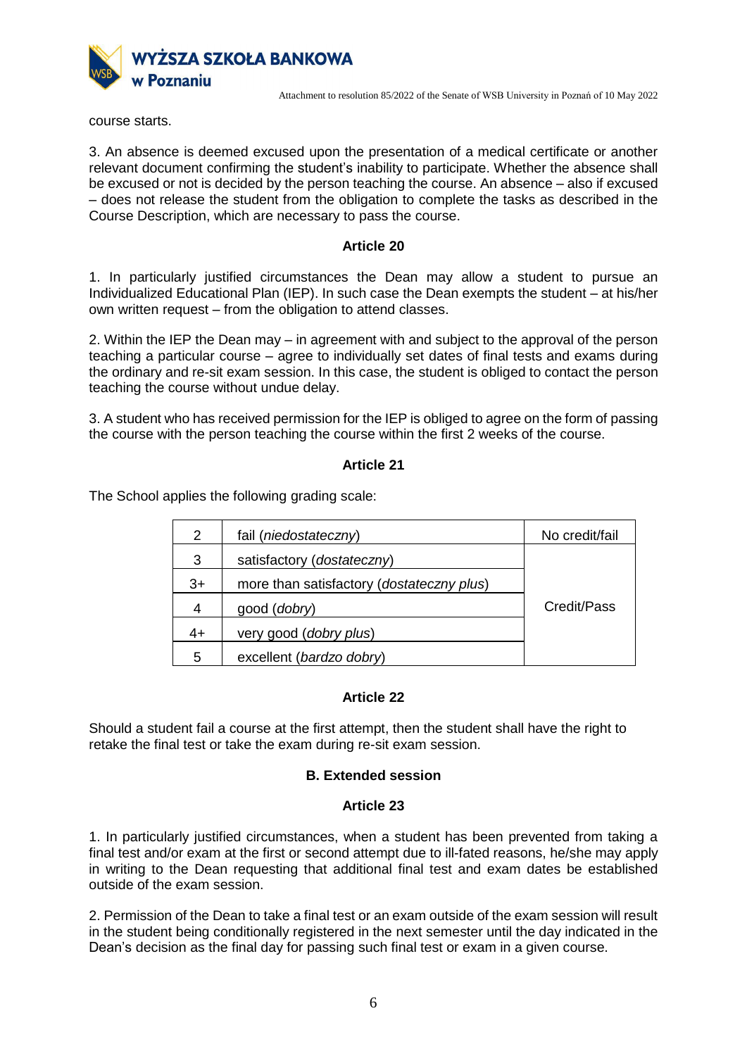course starts.

3. An absence is deemed excused upon the presentation of a medical certificate or another relevant document confirming the student's inability to participate. Whether the absence shall be excused or not is decided by the person teaching the course. An absence – also if excused – does not release the student from the obligation to complete the tasks as described in the Course Description, which are necessary to pass the course.

### Article 20

1. In particularly justified circumstances the Dean may allow a student to pursue an Individualized Educational Plan (IEP). In such case the Dean exempts the student – at his/her own written request – from the obligation to attend classes.

2. Within the IEP the Dean may – in agreement with and subject to the approval of the person teaching a particular course – agree to individually set dates of final tests and exams during the ordinary and re-sit exam session. In this case, the student is obliged to contact the person teaching the course without undue delay.

3. A student who has received permission for the IEP is obliged to agree on the form of passing the course with the person teaching the course within the first 2 weeks of the course.

### Article 21

The School applies the following grading scale:

| | | |
|---|---|---|
| 2 | fail (*niedostateczny*) | No credit/fail |
| 3 | satisfactory (*dostateczny*) | Credit/Pass |
| 3+ | more than satisfactory (*dostateczny plus*) | |
| 4 | good (*dobry*) | |
| 4+ | very good (*dobry plus*) | |
| 5 | excellent (*bardzo dobry*) | |

### Article 22

Should a student fail a course at the first attempt, then the student shall have the right to retake the final test or take the exam during re-sit exam session.

### B. Extended session

### Article 23

1. In particularly justified circumstances, when a student has been prevented from taking a final test and/or exam at the first or second attempt due to ill-fated reasons, he/she may apply in writing to the Dean requesting that additional final test and exam dates be established outside of the exam session.

2. Permission of the Dean to take a final test or an exam outside of the exam session will result in the student being conditionally registered in the next semester until the day indicated in the Dean's decision as the final day for passing such final test or exam in a given course.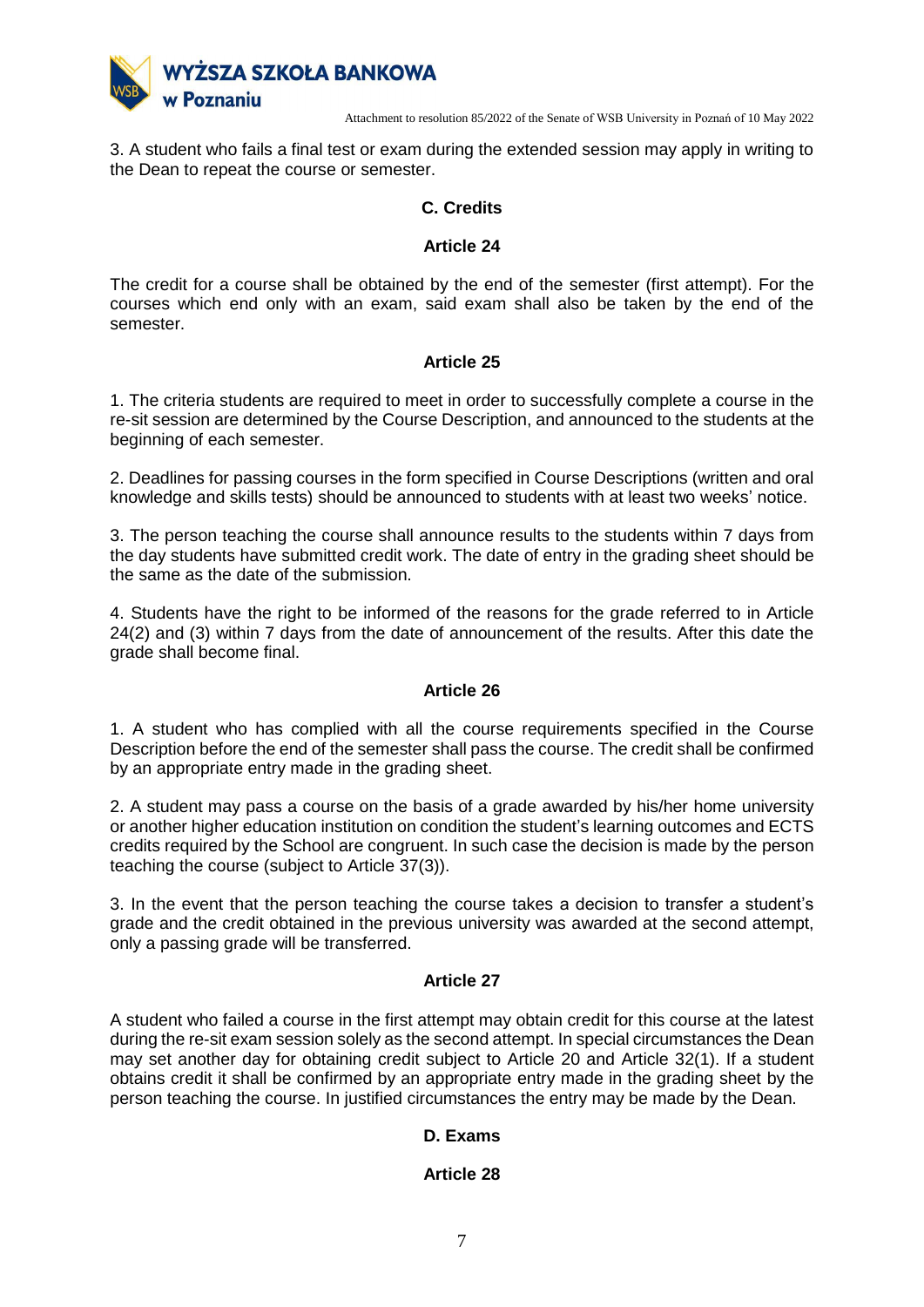3. A student who fails a final test or exam during the extended session may apply in writing to the Dean to repeat the course or semester.

### C. Credits

### Article 24

The credit for a course shall be obtained by the end of the semester (first attempt). For the courses which end only with an exam, said exam shall also be taken by the end of the semester.

### Article 25

1. The criteria students are required to meet in order to successfully complete a course in the re-sit session are determined by the Course Description, and announced to the students at the beginning of each semester.

2. Deadlines for passing courses in the form specified in Course Descriptions (written and oral knowledge and skills tests) should be announced to students with at least two weeks' notice.

3. The person teaching the course shall announce results to the students within 7 days from the day students have submitted credit work. The date of entry in the grading sheet should be the same as the date of the submission.

4. Students have the right to be informed of the reasons for the grade referred to in Article 24(2) and (3) within 7 days from the date of announcement of the results. After this date the grade shall become final.

### Article 26

1. A student who has complied with all the course requirements specified in the Course Description before the end of the semester shall pass the course. The credit shall be confirmed by an appropriate entry made in the grading sheet.

2. A student may pass a course on the basis of a grade awarded by his/her home university or another higher education institution on condition the student's learning outcomes and ECTS credits required by the School are congruent. In such case the decision is made by the person teaching the course (subject to Article 37(3)).

3. In the event that the person teaching the course takes a decision to transfer a student's grade and the credit obtained in the previous university was awarded at the second attempt, only a passing grade will be transferred.

### Article 27

A student who failed a course in the first attempt may obtain credit for this course at the latest during the re-sit exam session solely as the second attempt. In special circumstances the Dean may set another day for obtaining credit subject to Article 20 and Article 32(1). If a student obtains credit it shall be confirmed by an appropriate entry made in the grading sheet by the person teaching the course. In justified circumstances the entry may be made by the Dean.

### D. Exams

### Article 28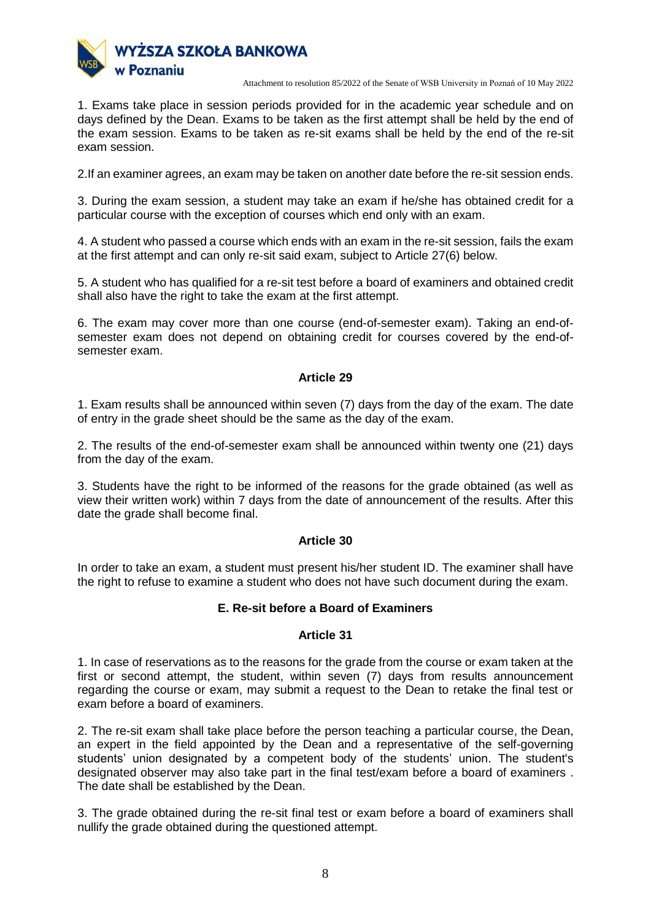1. Exams take place in session periods provided for in the academic year schedule and on days defined by the Dean. Exams to be taken as the first attempt shall be held by the end of the exam session. Exams to be taken as re-sit exams shall be held by the end of the re-sit exam session.

2.If an examiner agrees, an exam may be taken on another date before the re-sit session ends.

3. During the exam session, a student may take an exam if he/she has obtained credit for a particular course with the exception of courses which end only with an exam.

4. A student who passed a course which ends with an exam in the re-sit session, fails the exam at the first attempt and can only re-sit said exam, subject to Article 27(6) below.

5. A student who has qualified for a re-sit test before a board of examiners and obtained credit shall also have the right to take the exam at the first attempt.

6. The exam may cover more than one course (end-of-semester exam). Taking an end-of-semester exam does not depend on obtaining credit for courses covered by the end-of-semester exam.

### Article 29

1. Exam results shall be announced within seven (7) days from the day of the exam. The date of entry in the grade sheet should be the same as the day of the exam.

2. The results of the end-of-semester exam shall be announced within twenty one (21) days from the day of the exam.

3. Students have the right to be informed of the reasons for the grade obtained (as well as view their written work) within 7 days from the date of announcement of the results. After this date the grade shall become final.

### Article 30

In order to take an exam, a student must present his/her student ID. The examiner shall have the right to refuse to examine a student who does not have such document during the exam.

## E. Re-sit before a Board of Examiners

### Article 31

1. In case of reservations as to the reasons for the grade from the course or exam taken at the first or second attempt, the student, within seven (7) days from results announcement regarding the course or exam, may submit a request to the Dean to retake the final test or exam before a board of examiners.

2. The re-sit exam shall take place before the person teaching a particular course, the Dean, an expert in the field appointed by the Dean and a representative of the self-governing students' union designated by a competent body of the students' union. The student's designated observer may also take part in the final test/exam before a board of examiners . The date shall be established by the Dean.

3. The grade obtained during the re-sit final test or exam before a board of examiners shall nullify the grade obtained during the questioned attempt.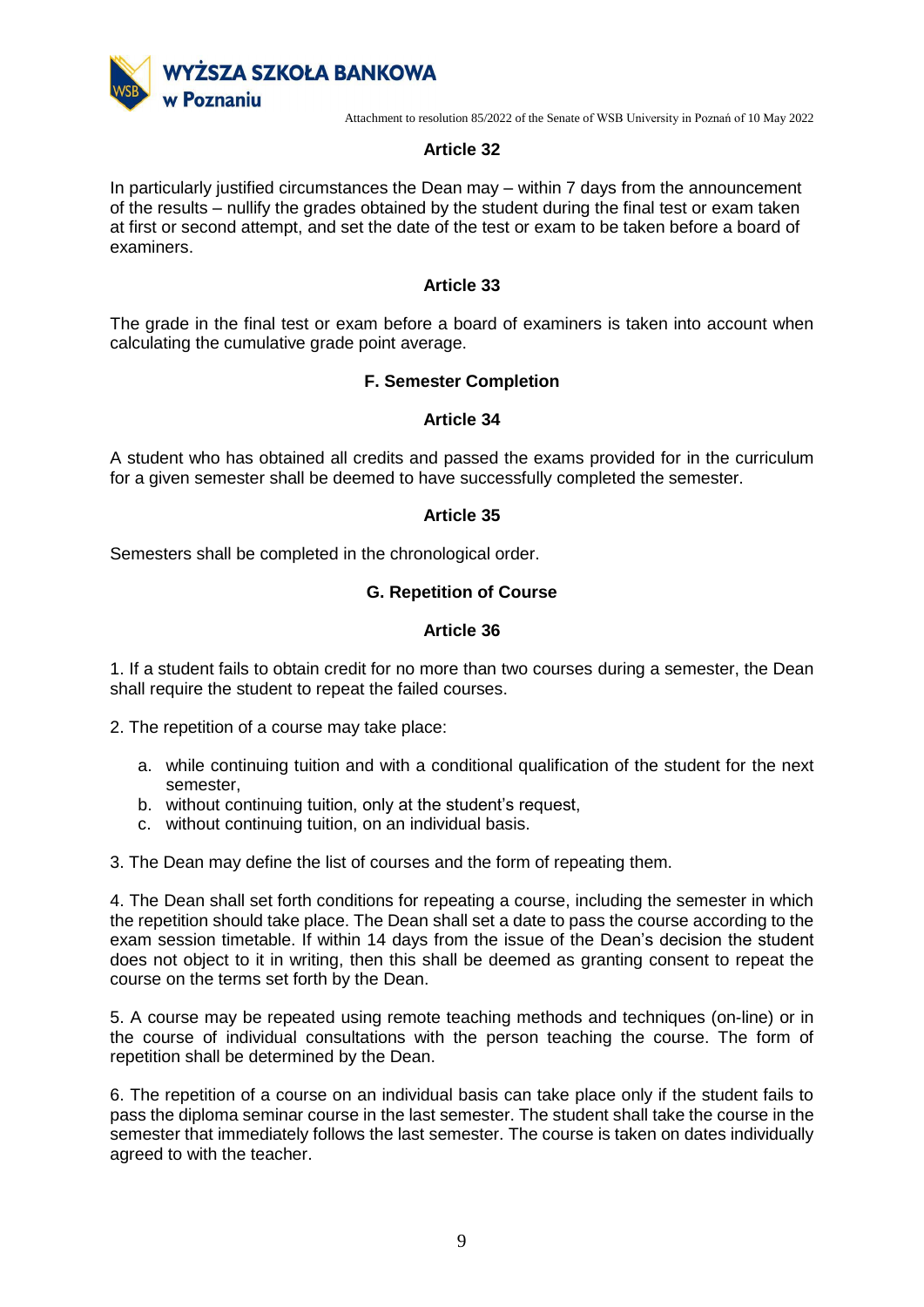### Article 32

In particularly justified circumstances the Dean may – within 7 days from the announcement of the results – nullify the grades obtained by the student during the final test or exam taken at first or second attempt, and set the date of the test or exam to be taken before a board of examiners.

### Article 33

The grade in the final test or exam before a board of examiners is taken into account when calculating the cumulative grade point average.

## F. Semester Completion

### Article 34

A student who has obtained all credits and passed the exams provided for in the curriculum for a given semester shall be deemed to have successfully completed the semester.

### Article 35

Semesters shall be completed in the chronological order.

## G. Repetition of Course

### Article 36

1. If a student fails to obtain credit for no more than two courses during a semester, the Dean shall require the student to repeat the failed courses.

2. The repetition of a course may take place:

   a. while continuing tuition and with a conditional qualification of the student for the next semester,
   b. without continuing tuition, only at the student's request,
   c. without continuing tuition, on an individual basis.

3. The Dean may define the list of courses and the form of repeating them.

4. The Dean shall set forth conditions for repeating a course, including the semester in which the repetition should take place. The Dean shall set a date to pass the course according to the exam session timetable. If within 14 days from the issue of the Dean's decision the student does not object to it in writing, then this shall be deemed as granting consent to repeat the course on the terms set forth by the Dean.

5. A course may be repeated using remote teaching methods and techniques (on-line) or in the course of individual consultations with the person teaching the course. The form of repetition shall be determined by the Dean.

6. The repetition of a course on an individual basis can take place only if the student fails to pass the diploma seminar course in the last semester. The student shall take the course in the semester that immediately follows the last semester. The course is taken on dates individually agreed to with the teacher.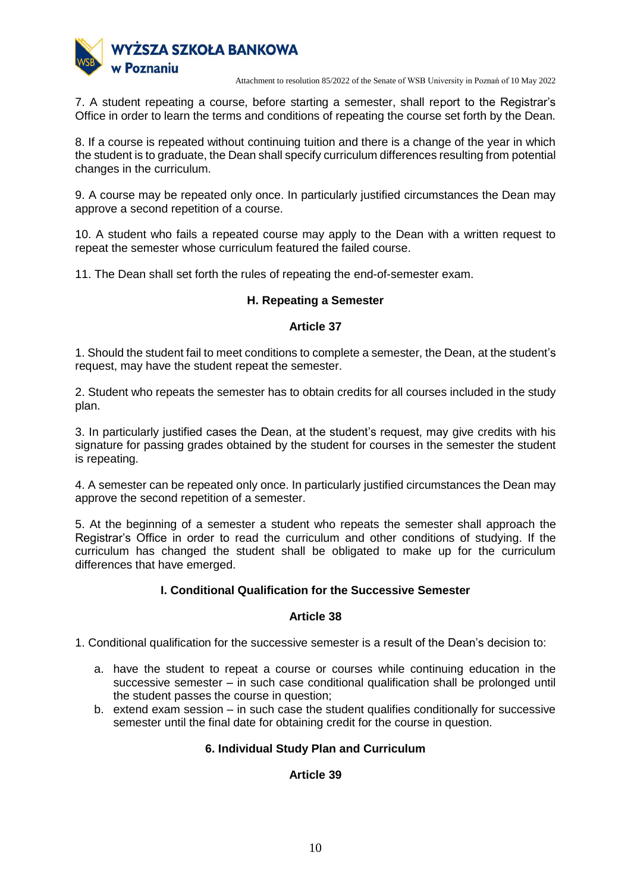7. A student repeating a course, before starting a semester, shall report to the Registrar's Office in order to learn the terms and conditions of repeating the course set forth by the Dean.

8. If a course is repeated without continuing tuition and there is a change of the year in which the student is to graduate, the Dean shall specify curriculum differences resulting from potential changes in the curriculum.

9. A course may be repeated only once. In particularly justified circumstances the Dean may approve a second repetition of a course.

10. A student who fails a repeated course may apply to the Dean with a written request to repeat the semester whose curriculum featured the failed course.

11. The Dean shall set forth the rules of repeating the end-of-semester exam.

### H. Repeating a Semester

**Article 37**

1. Should the student fail to meet conditions to complete a semester, the Dean, at the student's request, may have the student repeat the semester.

2. Student who repeats the semester has to obtain credits for all courses included in the study plan.

3. In particularly justified cases the Dean, at the student's request, may give credits with his signature for passing grades obtained by the student for courses in the semester the student is repeating.

4. A semester can be repeated only once. In particularly justified circumstances the Dean may approve the second repetition of a semester.

5. At the beginning of a semester a student who repeats the semester shall approach the Registrar's Office in order to read the curriculum and other conditions of studying. If the curriculum has changed the student shall be obligated to make up for the curriculum differences that have emerged.

### I. Conditional Qualification for the Successive Semester

**Article 38**

1. Conditional qualification for the successive semester is a result of the Dean's decision to:

   a. have the student to repeat a course or courses while continuing education in the successive semester – in such case conditional qualification shall be prolonged until the student passes the course in question;
   b. extend exam session – in such case the student qualifies conditionally for successive semester until the final date for obtaining credit for the course in question.

## 6. Individual Study Plan and Curriculum

**Article 39**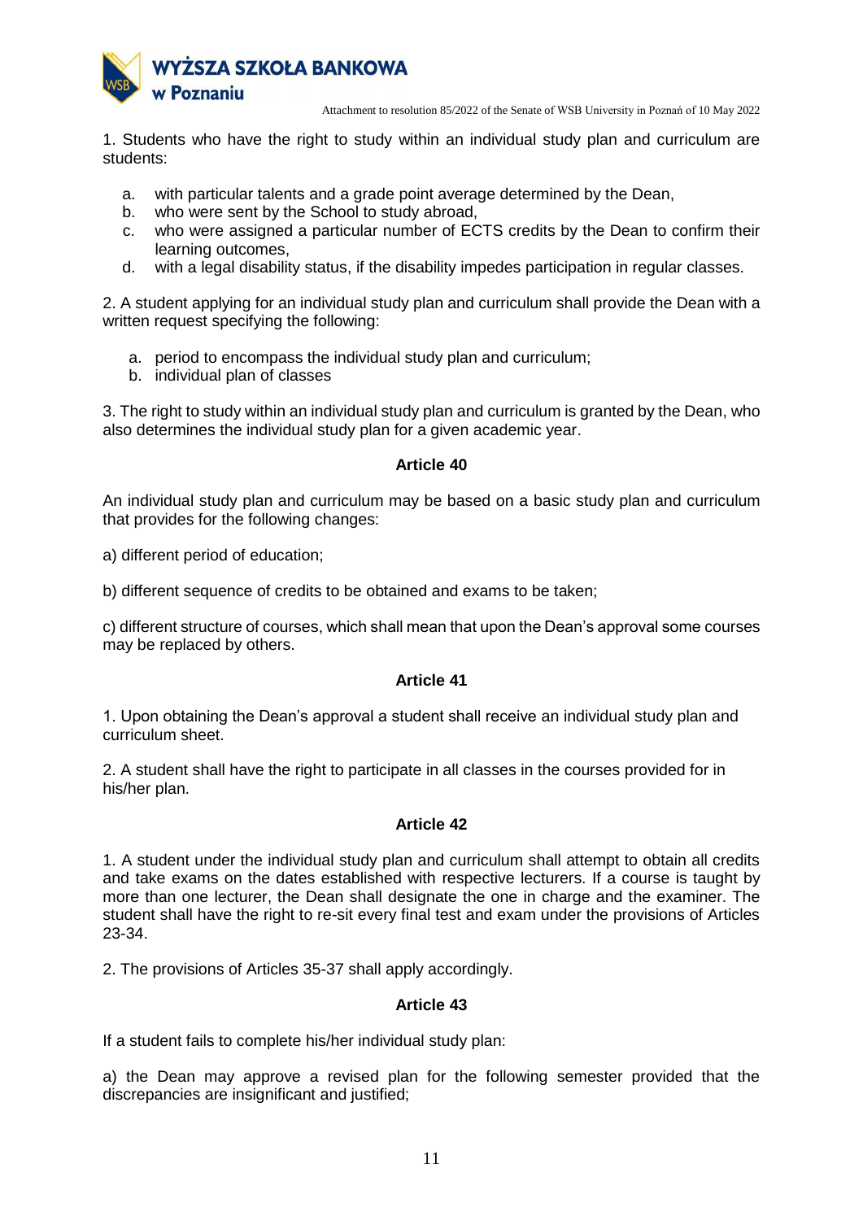1. Students who have the right to study within an individual study plan and curriculum are students:

a. with particular talents and a grade point average determined by the Dean,
b. who were sent by the School to study abroad,
c. who were assigned a particular number of ECTS credits by the Dean to confirm their learning outcomes,
d. with a legal disability status, if the disability impedes participation in regular classes.

2. A student applying for an individual study plan and curriculum shall provide the Dean with a written request specifying the following:

a. period to encompass the individual study plan and curriculum;
b. individual plan of classes

3. The right to study within an individual study plan and curriculum is granted by the Dean, who also determines the individual study plan for a given academic year.

**Article 40**

An individual study plan and curriculum may be based on a basic study plan and curriculum that provides for the following changes:

a) different period of education;

b) different sequence of credits to be obtained and exams to be taken;

c) different structure of courses, which shall mean that upon the Dean's approval some courses may be replaced by others.

**Article 41**

1. Upon obtaining the Dean's approval a student shall receive an individual study plan and curriculum sheet.

2. A student shall have the right to participate in all classes in the courses provided for in his/her plan.

**Article 42**

1. A student under the individual study plan and curriculum shall attempt to obtain all credits and take exams on the dates established with respective lecturers. If a course is taught by more than one lecturer, the Dean shall designate the one in charge and the examiner. The student shall have the right to re-sit every final test and exam under the provisions of Articles 23-34.

2. The provisions of Articles 35-37 shall apply accordingly.

**Article 43**

If a student fails to complete his/her individual study plan:

a) the Dean may approve a revised plan for the following semester provided that the discrepancies are insignificant and justified;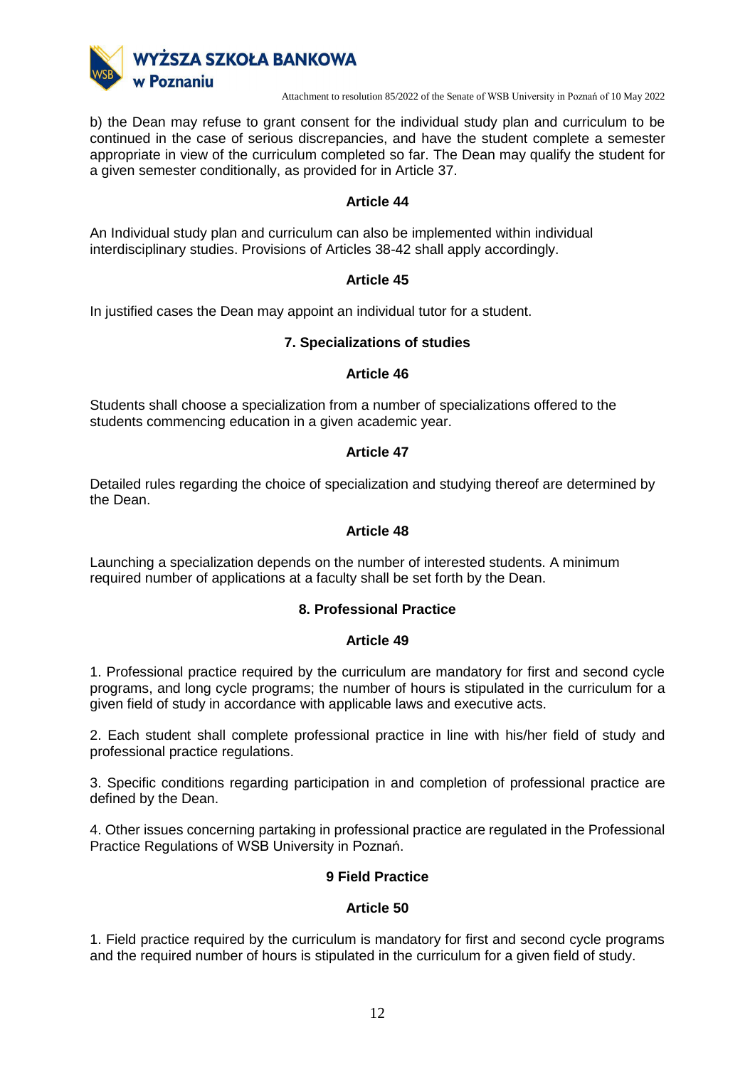b) the Dean may refuse to grant consent for the individual study plan and curriculum to be continued in the case of serious discrepancies, and have the student complete a semester appropriate in view of the curriculum completed so far. The Dean may qualify the student for a given semester conditionally, as provided for in Article 37.

### Article 44

An Individual study plan and curriculum can also be implemented within individual interdisciplinary studies. Provisions of Articles 38-42 shall apply accordingly.

### Article 45

In justified cases the Dean may appoint an individual tutor for a student.

## 7. Specializations of studies

### Article 46

Students shall choose a specialization from a number of specializations offered to the students commencing education in a given academic year.

### Article 47

Detailed rules regarding the choice of specialization and studying thereof are determined by the Dean.

### Article 48

Launching a specialization depends on the number of interested students. A minimum required number of applications at a faculty shall be set forth by the Dean.

## 8. Professional Practice

### Article 49

1. Professional practice required by the curriculum are mandatory for first and second cycle programs, and long cycle programs; the number of hours is stipulated in the curriculum for a given field of study in accordance with applicable laws and executive acts.

2. Each student shall complete professional practice in line with his/her field of study and professional practice regulations.

3. Specific conditions regarding participation in and completion of professional practice are defined by the Dean.

4. Other issues concerning partaking in professional practice are regulated in the Professional Practice Regulations of WSB University in Poznań.

## 9 Field Practice

### Article 50

1. Field practice required by the curriculum is mandatory for first and second cycle programs and the required number of hours is stipulated in the curriculum for a given field of study.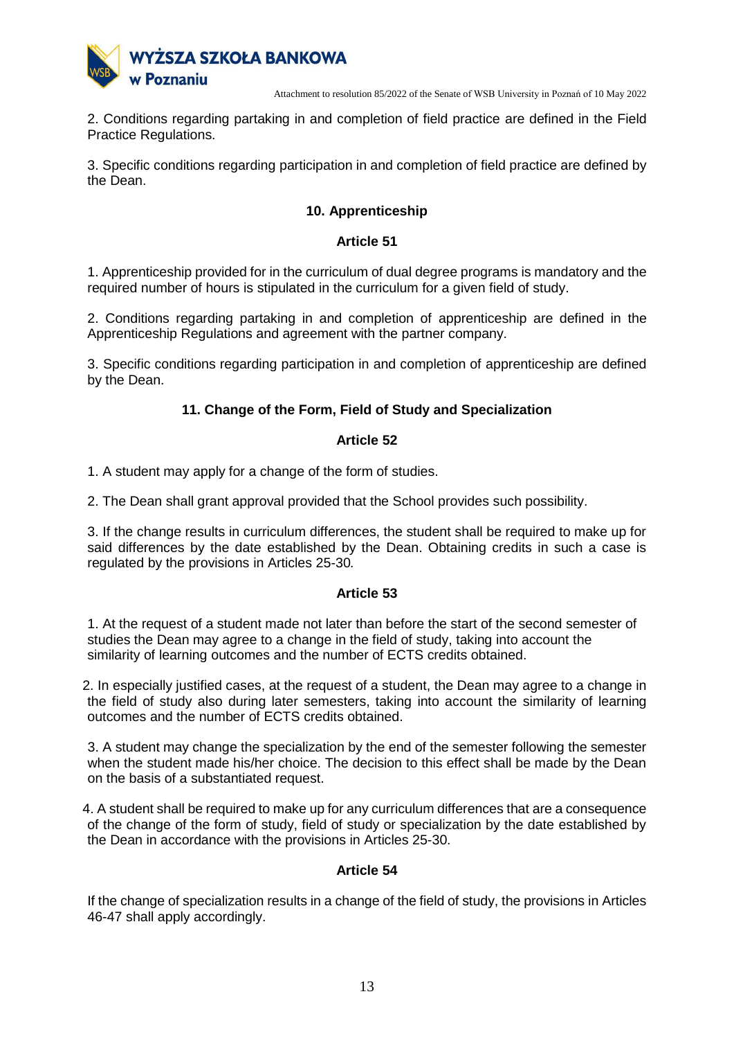2. Conditions regarding partaking in and completion of field practice are defined in the Field Practice Regulations.

3. Specific conditions regarding participation in and completion of field practice are defined by the Dean.

## 10. Apprenticeship

### Article 51

1. Apprenticeship provided for in the curriculum of dual degree programs is mandatory and the required number of hours is stipulated in the curriculum for a given field of study.

2. Conditions regarding partaking in and completion of apprenticeship are defined in the Apprenticeship Regulations and agreement with the partner company.

3. Specific conditions regarding participation in and completion of apprenticeship are defined by the Dean.

## 11. Change of the Form, Field of Study and Specialization

### Article 52

1. A student may apply for a change of the form of studies.

2. The Dean shall grant approval provided that the School provides such possibility.

3. If the change results in curriculum differences, the student shall be required to make up for said differences by the date established by the Dean. Obtaining credits in such a case is regulated by the provisions in Articles 25-30*.*

### Article 53

1. At the request of a student made not later than before the start of the second semester of studies the Dean may agree to a change in the field of study, taking into account the similarity of learning outcomes and the number of ECTS credits obtained.

2. In especially justified cases, at the request of a student, the Dean may agree to a change in the field of study also during later semesters, taking into account the similarity of learning outcomes and the number of ECTS credits obtained.

3. A student may change the specialization by the end of the semester following the semester when the student made his/her choice. The decision to this effect shall be made by the Dean on the basis of a substantiated request.

4. A student shall be required to make up for any curriculum differences that are a consequence of the change of the form of study, field of study or specialization by the date established by the Dean in accordance with the provisions in Articles 25-30.

### Article 54

If the change of specialization results in a change of the field of study, the provisions in Articles 46-47 shall apply accordingly.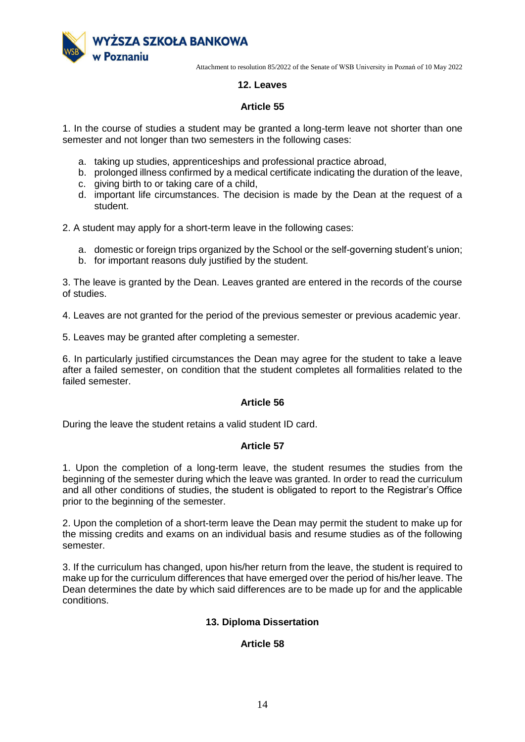## 12. Leaves

### Article 55

1. In the course of studies a student may be granted a long-term leave not shorter than one semester and not longer than two semesters in the following cases:

   a. taking up studies, apprenticeships and professional practice abroad,
   b. prolonged illness confirmed by a medical certificate indicating the duration of the leave,
   c. giving birth to or taking care of a child,
   d. important life circumstances. The decision is made by the Dean at the request of a student.

2. A student may apply for a short-term leave in the following cases:

   a. domestic or foreign trips organized by the School or the self-governing student's union;
   b. for important reasons duly justified by the student.

3. The leave is granted by the Dean. Leaves granted are entered in the records of the course of studies.

4. Leaves are not granted for the period of the previous semester or previous academic year.

5. Leaves may be granted after completing a semester.

6. In particularly justified circumstances the Dean may agree for the student to take a leave after a failed semester, on condition that the student completes all formalities related to the failed semester.

### Article 56

During the leave the student retains a valid student ID card.

### Article 57

1. Upon the completion of a long-term leave, the student resumes the studies from the beginning of the semester during which the leave was granted. In order to read the curriculum and all other conditions of studies, the student is obligated to report to the Registrar's Office prior to the beginning of the semester.

2. Upon the completion of a short-term leave the Dean may permit the student to make up for the missing credits and exams on an individual basis and resume studies as of the following semester.

3. If the curriculum has changed, upon his/her return from the leave, the student is required to make up for the curriculum differences that have emerged over the period of his/her leave. The Dean determines the date by which said differences are to be made up for and the applicable conditions.

## 13. Diploma Dissertation

### Article 58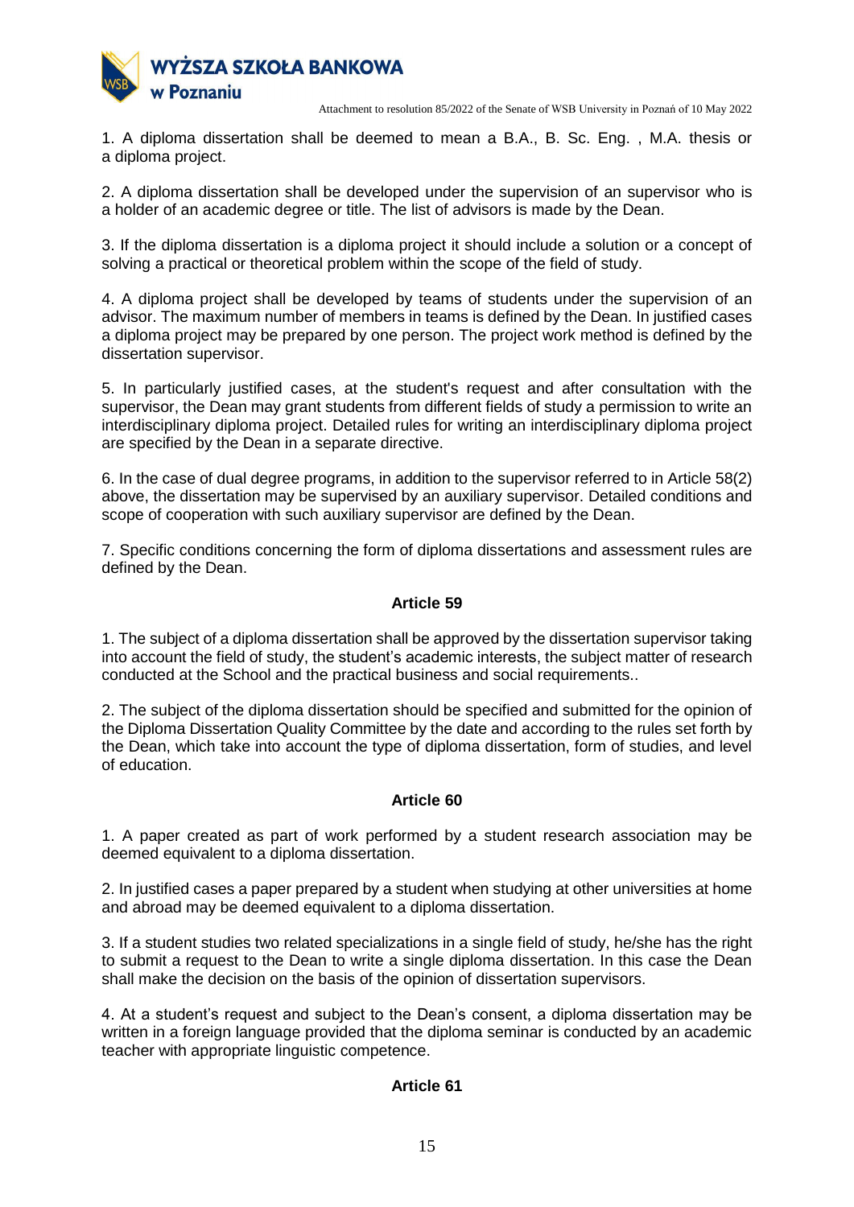1. A diploma dissertation shall be deemed to mean a B.A., B. Sc. Eng. , M.A. thesis or a diploma project.

2. A diploma dissertation shall be developed under the supervision of an supervisor who is a holder of an academic degree or title. The list of advisors is made by the Dean.

3. If the diploma dissertation is a diploma project it should include a solution or a concept of solving a practical or theoretical problem within the scope of the field of study.

4. A diploma project shall be developed by teams of students under the supervision of an advisor. The maximum number of members in teams is defined by the Dean. In justified cases a diploma project may be prepared by one person. The project work method is defined by the dissertation supervisor.

5. In particularly justified cases, at the student's request and after consultation with the supervisor, the Dean may grant students from different fields of study a permission to write an interdisciplinary diploma project. Detailed rules for writing an interdisciplinary diploma project are specified by the Dean in a separate directive.

6. In the case of dual degree programs, in addition to the supervisor referred to in Article 58(2) above, the dissertation may be supervised by an auxiliary supervisor. Detailed conditions and scope of cooperation with such auxiliary supervisor are defined by the Dean.

7. Specific conditions concerning the form of diploma dissertations and assessment rules are defined by the Dean.

### Article 59

1. The subject of a diploma dissertation shall be approved by the dissertation supervisor taking into account the field of study, the student's academic interests, the subject matter of research conducted at the School and the practical business and social requirements..

2. The subject of the diploma dissertation should be specified and submitted for the opinion of the Diploma Dissertation Quality Committee by the date and according to the rules set forth by the Dean, which take into account the type of diploma dissertation, form of studies, and level of education.

### Article 60

1. A paper created as part of work performed by a student research association may be deemed equivalent to a diploma dissertation.

2. In justified cases a paper prepared by a student when studying at other universities at home and abroad may be deemed equivalent to a diploma dissertation.

3. If a student studies two related specializations in a single field of study, he/she has the right to submit a request to the Dean to write a single diploma dissertation. In this case the Dean shall make the decision on the basis of the opinion of dissertation supervisors.

4. At a student's request and subject to the Dean's consent, a diploma dissertation may be written in a foreign language provided that the diploma seminar is conducted by an academic teacher with appropriate linguistic competence.

### Article 61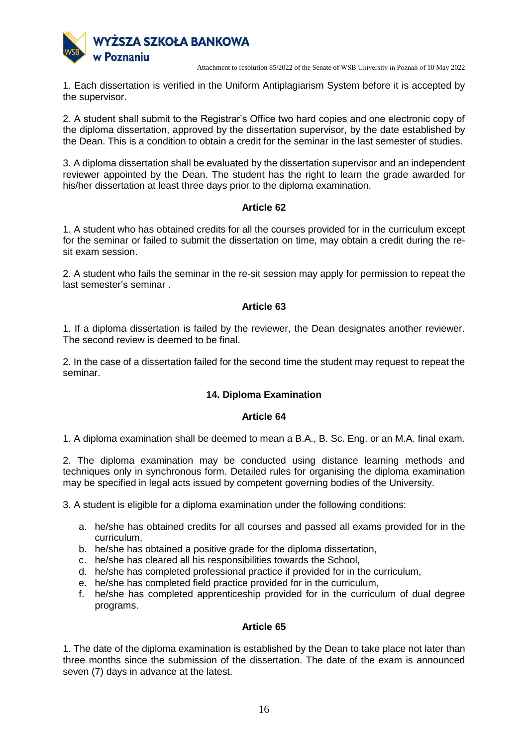1. Each dissertation is verified in the Uniform Antiplagiarism System before it is accepted by the supervisor.

2. A student shall submit to the Registrar's Office two hard copies and one electronic copy of the diploma dissertation, approved by the dissertation supervisor, by the date established by the Dean. This is a condition to obtain a credit for the seminar in the last semester of studies.

3. A diploma dissertation shall be evaluated by the dissertation supervisor and an independent reviewer appointed by the Dean. The student has the right to learn the grade awarded for his/her dissertation at least three days prior to the diploma examination.

#### Article 62

1. A student who has obtained credits for all the courses provided for in the curriculum except for the seminar or failed to submit the dissertation on time, may obtain a credit during the re-sit exam session.

2. A student who fails the seminar in the re-sit session may apply for permission to repeat the last semester's seminar .

#### Article 63

1. If a diploma dissertation is failed by the reviewer, the Dean designates another reviewer. The second review is deemed to be final.

2. In the case of a dissertation failed for the second time the student may request to repeat the seminar.

### 14. Diploma Examination

#### Article 64

1. A diploma examination shall be deemed to mean a B.A., B. Sc. Eng. or an M.A. final exam.

2. The diploma examination may be conducted using distance learning methods and techniques only in synchronous form. Detailed rules for organising the diploma examination may be specified in legal acts issued by competent governing bodies of the University.

3. A student is eligible for a diploma examination under the following conditions:

a. he/she has obtained credits for all courses and passed all exams provided for in the curriculum,
b. he/she has obtained a positive grade for the diploma dissertation,
c. he/she has cleared all his responsibilities towards the School,
d. he/she has completed professional practice if provided for in the curriculum,
e. he/she has completed field practice provided for in the curriculum,
f. he/she has completed apprenticeship provided for in the curriculum of dual degree programs.

#### Article 65

1. The date of the diploma examination is established by the Dean to take place not later than three months since the submission of the dissertation. The date of the exam is announced seven (7) days in advance at the latest.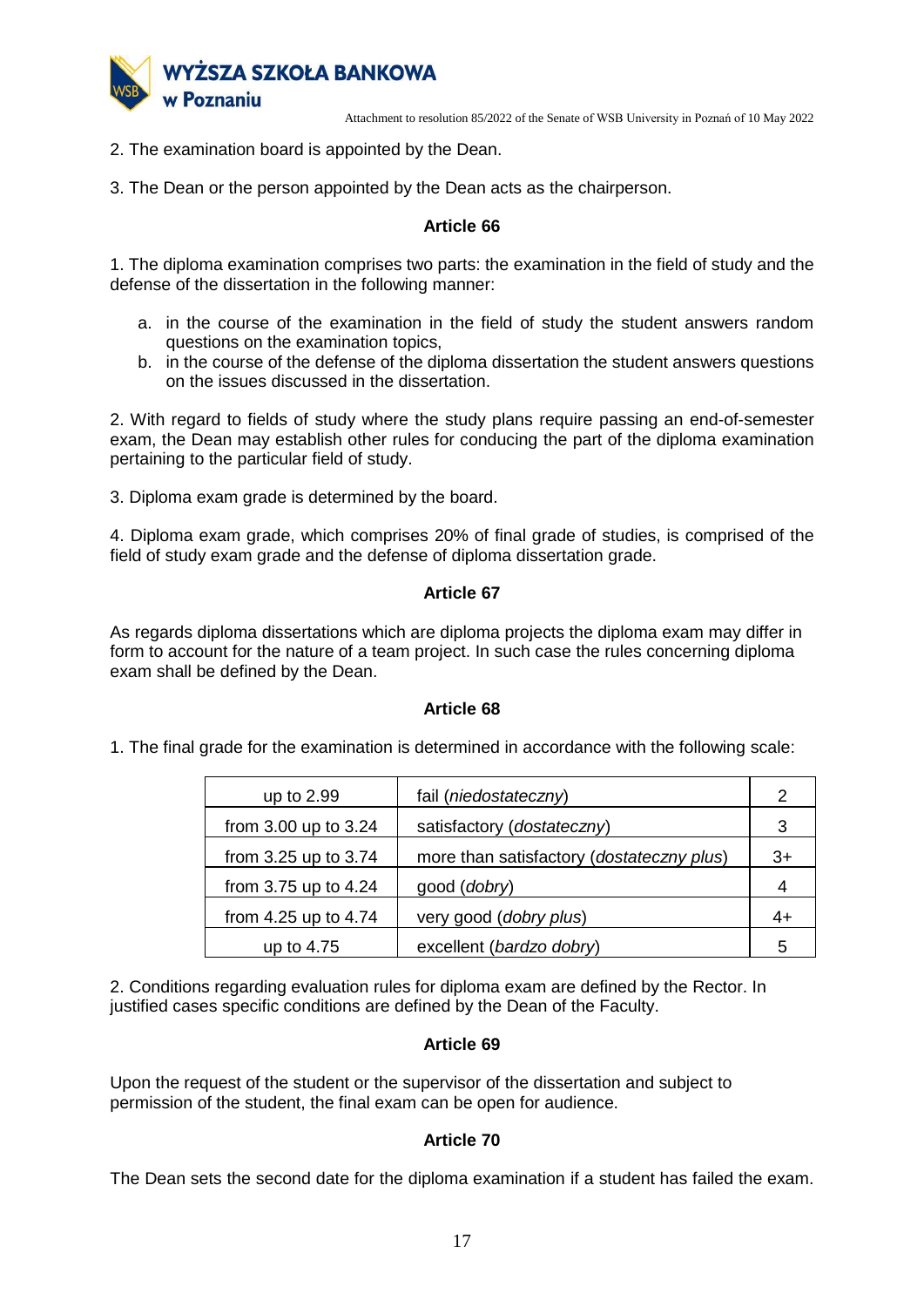2. The examination board is appointed by the Dean.

3. The Dean or the person appointed by the Dean acts as the chairperson.

### Article 66

1. The diploma examination comprises two parts: the examination in the field of study and the defense of the dissertation in the following manner:

   a. in the course of the examination in the field of study the student answers random questions on the examination topics,
   b. in the course of the defense of the diploma dissertation the student answers questions on the issues discussed in the dissertation.

2. With regard to fields of study where the study plans require passing an end-of-semester exam, the Dean may establish other rules for conducing the part of the diploma examination pertaining to the particular field of study.

3. Diploma exam grade is determined by the board.

4. Diploma exam grade, which comprises 20% of final grade of studies, is comprised of the field of study exam grade and the defense of diploma dissertation grade.

### Article 67

As regards diploma dissertations which are diploma projects the diploma exam may differ in form to account for the nature of a team project. In such case the rules concerning diploma exam shall be defined by the Dean.

### Article 68

1. The final grade for the examination is determined in accordance with the following scale:

| | | |
|---|---|---|
| up to 2.99 | fail (*niedostateczny*) | 2 |
| from 3.00 up to 3.24 | satisfactory (*dostateczny*) | 3 |
| from 3.25 up to 3.74 | more than satisfactory (*dostateczny plus*) | 3+ |
| from 3.75 up to 4.24 | good (*dobry*) | 4 |
| from 4.25 up to 4.74 | very good (*dobry plus*) | 4+ |
| up to 4.75 | excellent (*bardzo dobry*) | 5 |

2. Conditions regarding evaluation rules for diploma exam are defined by the Rector. In justified cases specific conditions are defined by the Dean of the Faculty.

### Article 69

Upon the request of the student or the supervisor of the dissertation and subject to permission of the student, the final exam can be open for audience.

### Article 70

The Dean sets the second date for the diploma examination if a student has failed the exam.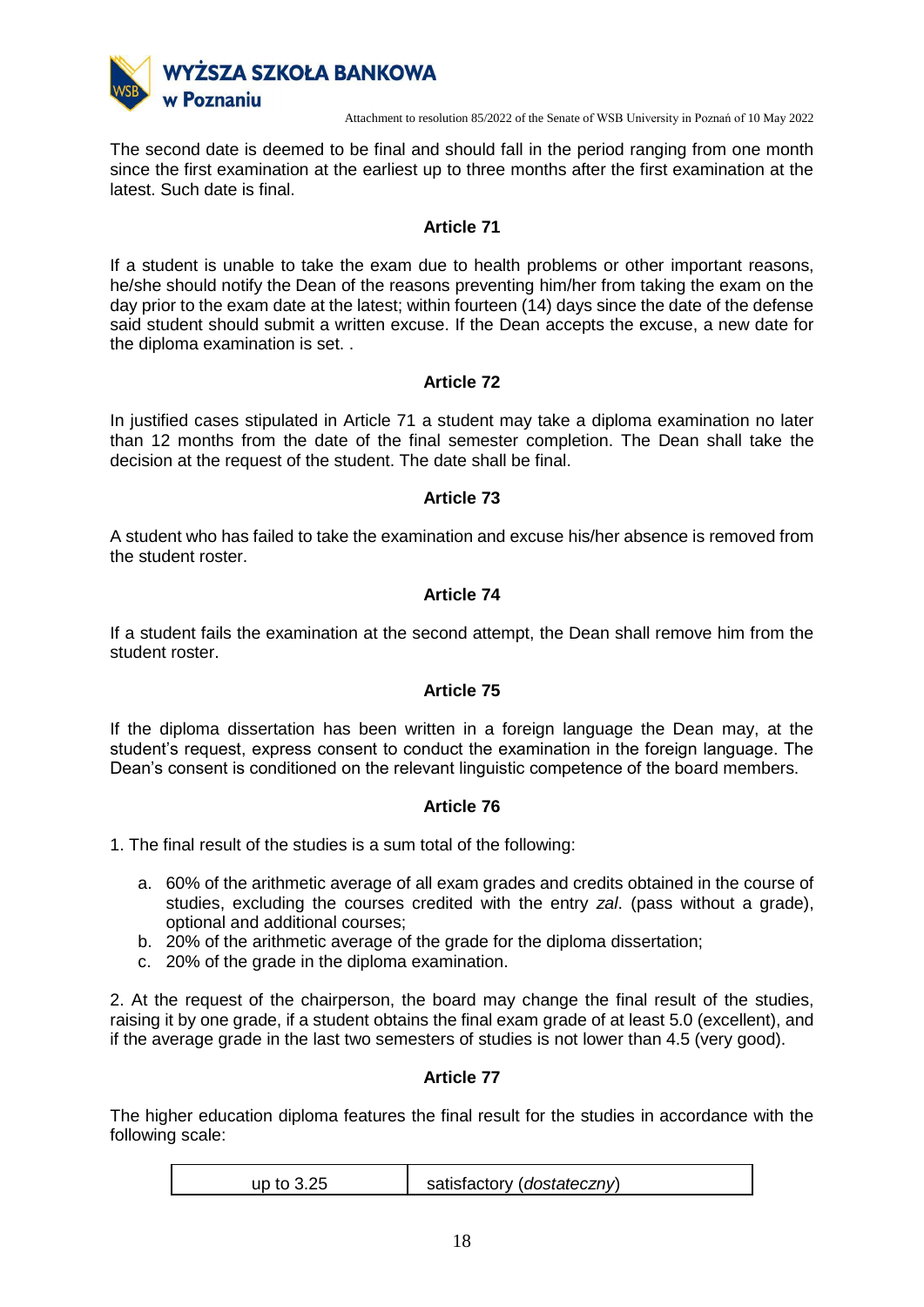The second date is deemed to be final and should fall in the period ranging from one month since the first examination at the earliest up to three months after the first examination at the latest. Such date is final.

### Article 71

If a student is unable to take the exam due to health problems or other important reasons, he/she should notify the Dean of the reasons preventing him/her from taking the exam on the day prior to the exam date at the latest; within fourteen (14) days since the date of the defense said student should submit a written excuse. If the Dean accepts the excuse, a new date for the diploma examination is set. .

### Article 72

In justified cases stipulated in Article 71 a student may take a diploma examination no later than 12 months from the date of the final semester completion. The Dean shall take the decision at the request of the student. The date shall be final.

### Article 73

A student who has failed to take the examination and excuse his/her absence is removed from the student roster.

### Article 74

If a student fails the examination at the second attempt, the Dean shall remove him from the student roster.

### Article 75

If the diploma dissertation has been written in a foreign language the Dean may, at the student's request, express consent to conduct the examination in the foreign language. The Dean's consent is conditioned on the relevant linguistic competence of the board members.

### Article 76

1. The final result of the studies is a sum total of the following:

   a. 60% of the arithmetic average of all exam grades and credits obtained in the course of studies, excluding the courses credited with the entry *zal*. (pass without a grade), optional and additional courses;
   b. 20% of the arithmetic average of the grade for the diploma dissertation;
   c. 20% of the grade in the diploma examination.

2. At the request of the chairperson, the board may change the final result of the studies, raising it by one grade, if a student obtains the final exam grade of at least 5.0 (excellent), and if the average grade in the last two semesters of studies is not lower than 4.5 (very good).

### Article 77

The higher education diploma features the final result for the studies in accordance with the following scale:

| | |
|---|---|
| up to 3.25 | satisfactory (*dostateczny*) |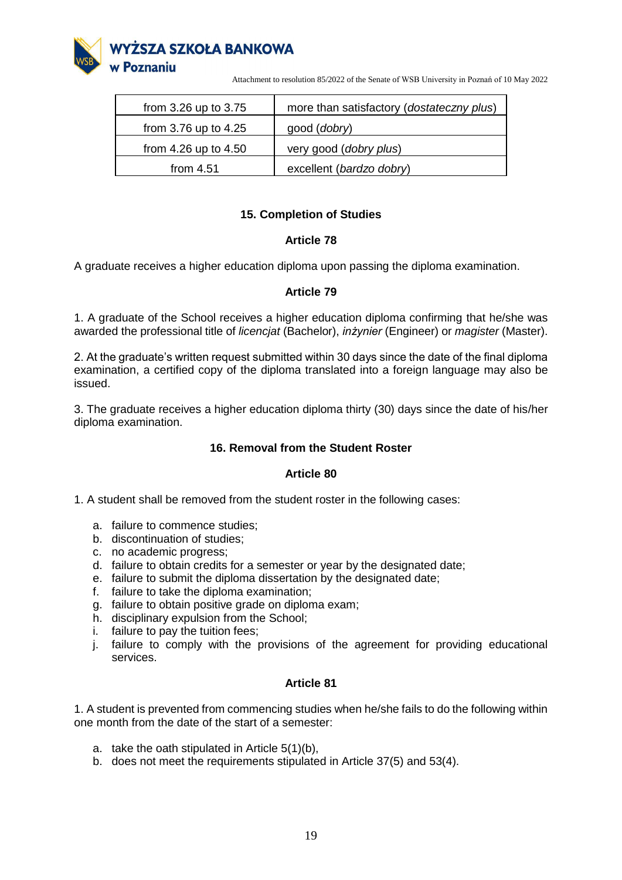| from 3.26 up to 3.75 | more than satisfactory (*dostateczny plus*) |
|---|---|
| from 3.76 up to 4.25 | good (*dobry*) |
| from 4.26 up to 4.50 | very good (*dobry plus*) |
| from 4.51 | excellent (*bardzo dobry*) |

## 15. Completion of Studies

### Article 78

A graduate receives a higher education diploma upon passing the diploma examination.

### Article 79

1. A graduate of the School receives a higher education diploma confirming that he/she was awarded the professional title of *licencjat* (Bachelor), *inżynier* (Engineer) or *magister* (Master).

2. At the graduate's written request submitted within 30 days since the date of the final diploma examination, a certified copy of the diploma translated into a foreign language may also be issued.

3. The graduate receives a higher education diploma thirty (30) days since the date of his/her diploma examination.

## 16. Removal from the Student Roster

### Article 80

1. A student shall be removed from the student roster in the following cases:

   a. failure to commence studies;
   b. discontinuation of studies;
   c. no academic progress;
   d. failure to obtain credits for a semester or year by the designated date;
   e. failure to submit the diploma dissertation by the designated date;
   f. failure to take the diploma examination;
   g. failure to obtain positive grade on diploma exam;
   h. disciplinary expulsion from the School;
   i. failure to pay the tuition fees;
   j. failure to comply with the provisions of the agreement for providing educational services.

### Article 81

1. A student is prevented from commencing studies when he/she fails to do the following within one month from the date of the start of a semester:

   a. take the oath stipulated in Article 5(1)(b),
   b. does not meet the requirements stipulated in Article 37(5) and 53(4).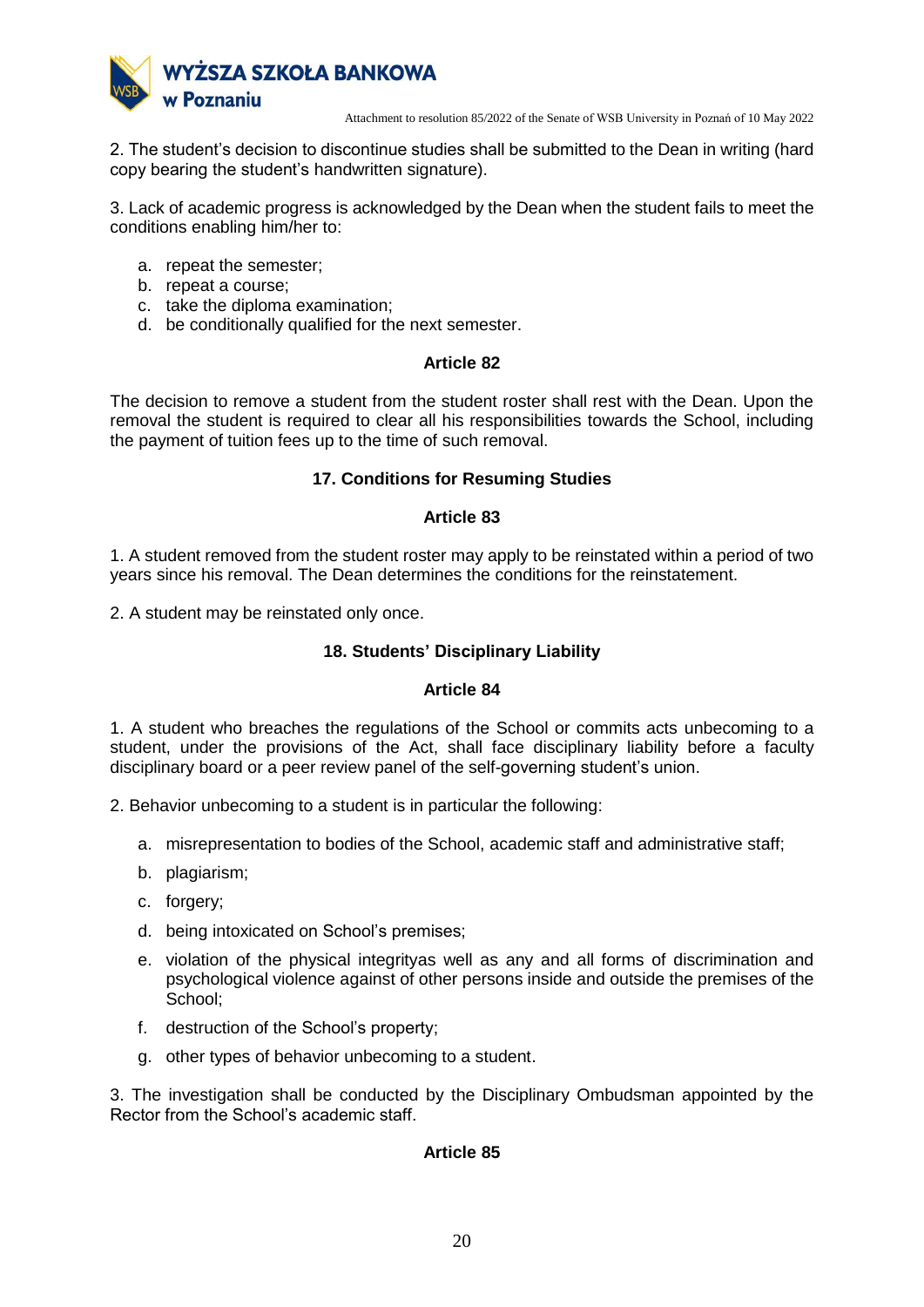2. The student's decision to discontinue studies shall be submitted to the Dean in writing (hard copy bearing the student's handwritten signature).

3. Lack of academic progress is acknowledged by the Dean when the student fails to meet the conditions enabling him/her to:

a. repeat the semester;
b. repeat a course;
c. take the diploma examination;
d. be conditionally qualified for the next semester.

### Article 82

The decision to remove a student from the student roster shall rest with the Dean. Upon the removal the student is required to clear all his responsibilities towards the School, including the payment of tuition fees up to the time of such removal.

## 17. Conditions for Resuming Studies

### Article 83

1. A student removed from the student roster may apply to be reinstated within a period of two years since his removal. The Dean determines the conditions for the reinstatement.

2. A student may be reinstated only once.

## 18. Students' Disciplinary Liability

### Article 84

1. A student who breaches the regulations of the School or commits acts unbecoming to a student, under the provisions of the Act, shall face disciplinary liability before a faculty disciplinary board or a peer review panel of the self-governing student's union.

2. Behavior unbecoming to a student is in particular the following:

a. misrepresentation to bodies of the School, academic staff and administrative staff;
b. plagiarism;
c. forgery;
d. being intoxicated on School's premises;
e. violation of the physical integrityas well as any and all forms of discrimination and psychological violence against of other persons inside and outside the premises of the School;
f. destruction of the School's property;
g. other types of behavior unbecoming to a student.

3. The investigation shall be conducted by the Disciplinary Ombudsman appointed by the Rector from the School's academic staff.

### Article 85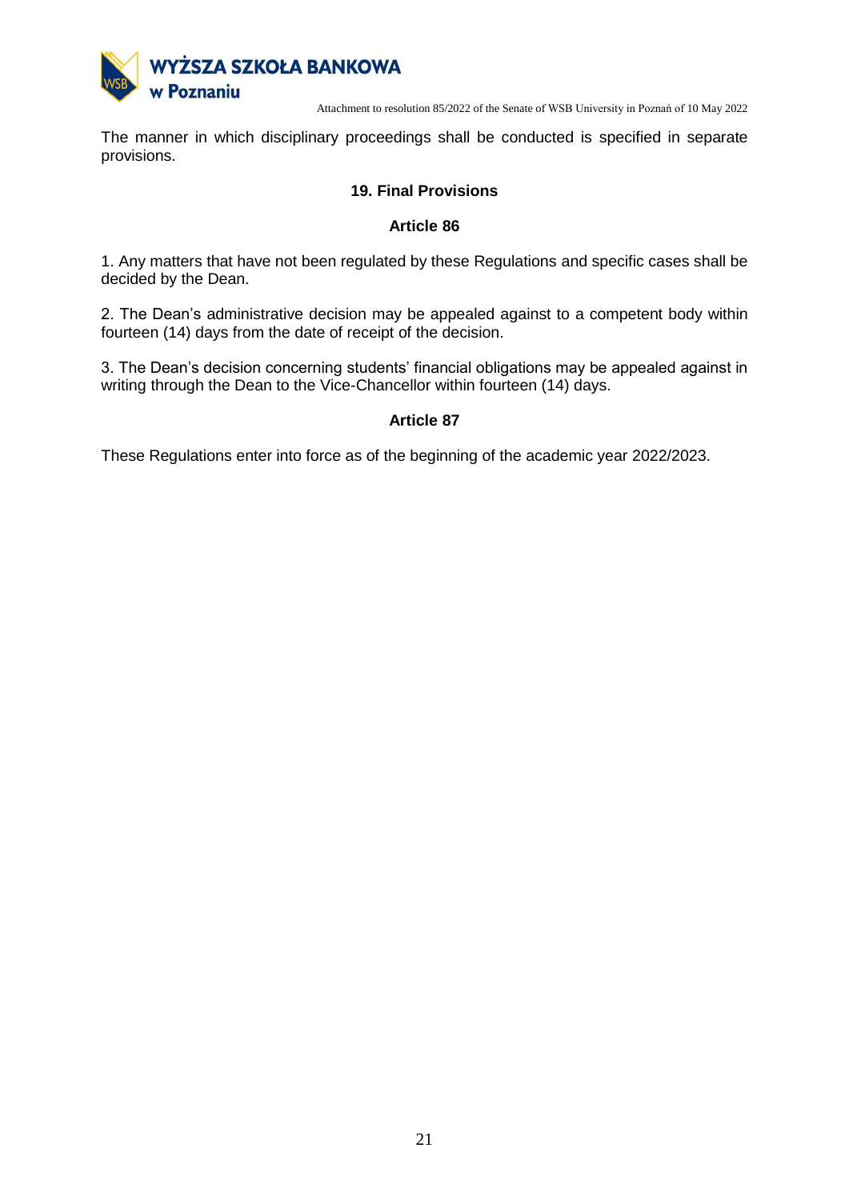The manner in which disciplinary proceedings shall be conducted is specified in separate provisions.

## 19. Final Provisions

### Article 86

1. Any matters that have not been regulated by these Regulations and specific cases shall be decided by the Dean.

2. The Dean's administrative decision may be appealed against to a competent body within fourteen (14) days from the date of receipt of the decision.

3. The Dean's decision concerning students' financial obligations may be appealed against in writing through the Dean to the Vice-Chancellor within fourteen (14) days.

### Article 87

These Regulations enter into force as of the beginning of the academic year 2022/2023.